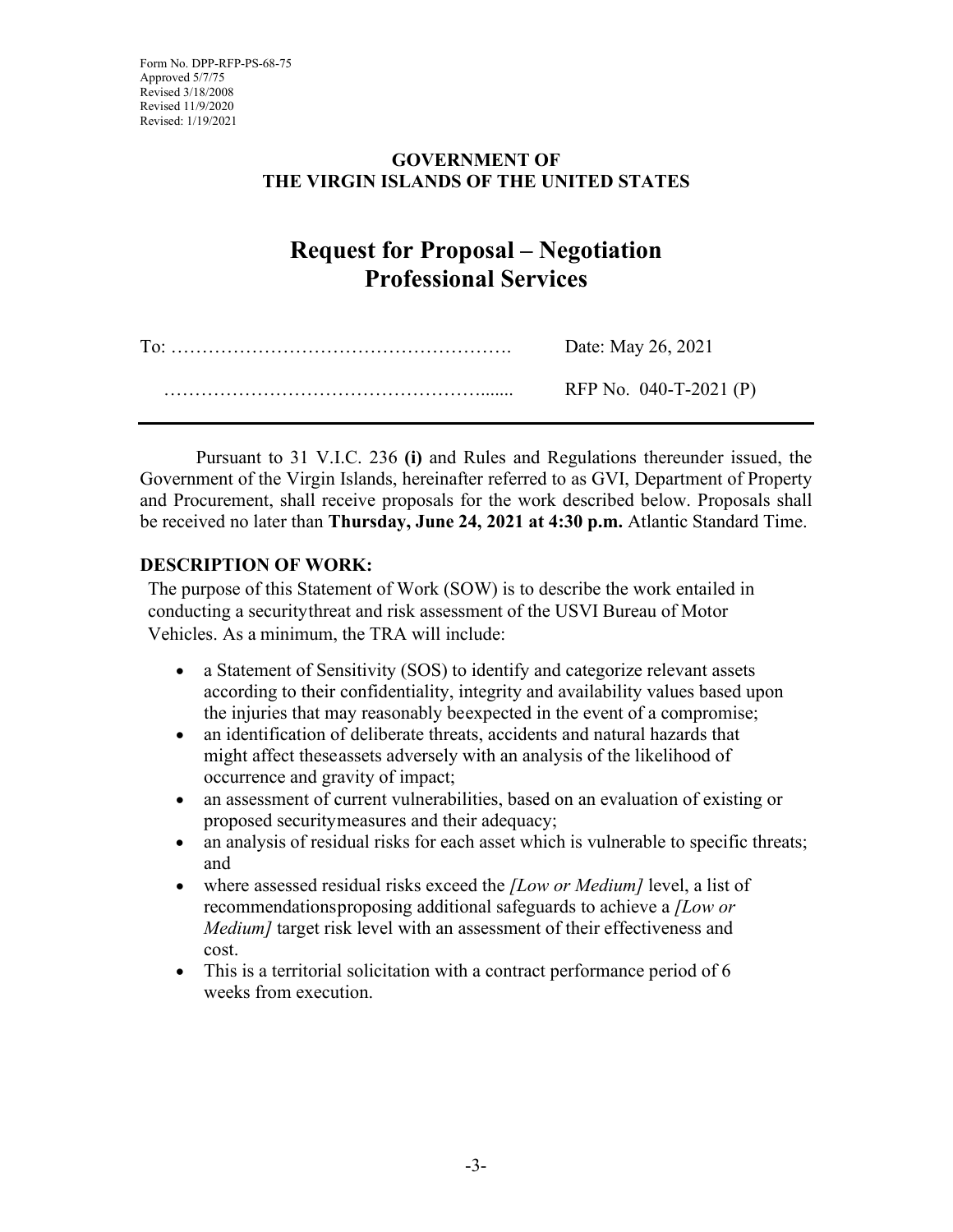Form No. DPP-RFP-PS-68-75
Approved 5/7/75
Revised 3/18/2008
Revised 11/9/2020
Revised: 1/19/2021

**GOVERNMENT OF**
**THE VIRGIN ISLANDS OF THE UNITED STATES**

# Request for Proposal – Negotiation
# Professional Services

To: ………………………………………………. Date: May 26, 2021

………………………………………………....... RFP No. 040-T-2021 (P)

---

Pursuant to 31 V.I.C. 236 **(i)** and Rules and Regulations thereunder issued, the Government of the Virgin Islands, hereinafter referred to as GVI, Department of Property and Procurement, shall receive proposals for the work described below. Proposals shall be received no later than **Thursday, June 24, 2021 at 4:30 p.m.** Atlantic Standard Time.

**DESCRIPTION OF WORK:**

The purpose of this Statement of Work (SOW) is to describe the work entailed in conducting a securitythreat and risk assessment of the USVI Bureau of Motor Vehicles. As a minimum, the TRA will include:

- a Statement of Sensitivity (SOS) to identify and categorize relevant assets according to their confidentiality, integrity and availability values based upon the injuries that may reasonably beexpected in the event of a compromise;
- an identification of deliberate threats, accidents and natural hazards that might affect theseassets adversely with an analysis of the likelihood of occurrence and gravity of impact;
- an assessment of current vulnerabilities, based on an evaluation of existing or proposed securitymeasures and their adequacy;
- an analysis of residual risks for each asset which is vulnerable to specific threats; and
- where assessed residual risks exceed the *[Low or Medium]* level, a list of recommendationsproposing additional safeguards to achieve a *[Low or Medium]* target risk level with an assessment of their effectiveness and cost.
- This is a territorial solicitation with a contract performance period of 6 weeks from execution.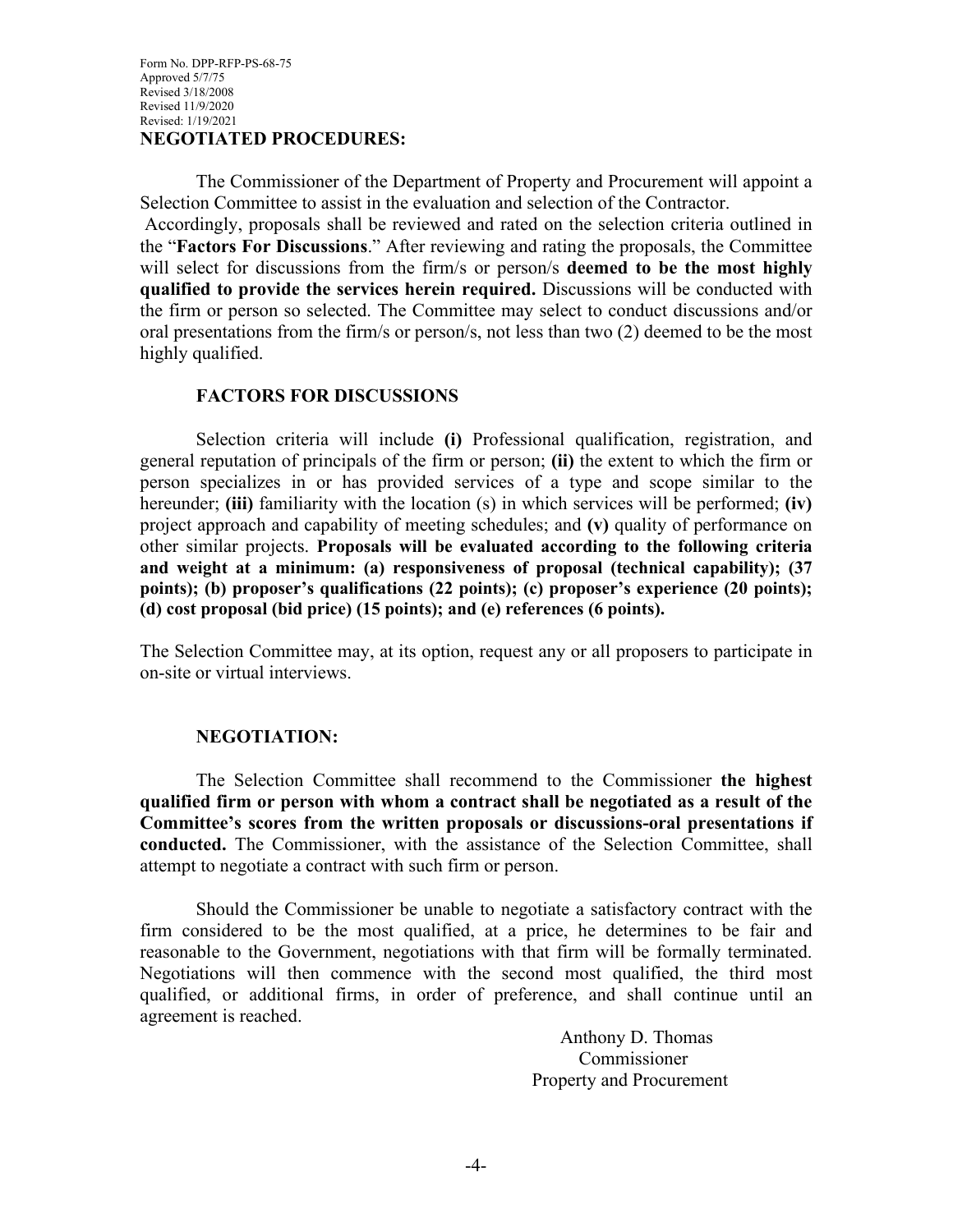Form No. DPP-RFP-PS-68-75
Approved 5/7/75
Revised 3/18/2008
Revised 11/9/2020
Revised: 1/19/2021

**NEGOTIATED PROCEDURES:**

The Commissioner of the Department of Property and Procurement will appoint a Selection Committee to assist in the evaluation and selection of the Contractor. Accordingly, proposals shall be reviewed and rated on the selection criteria outlined in the "**Factors For Discussions**." After reviewing and rating the proposals, the Committee will select for discussions from the firm/s or person/s **deemed to be the most highly qualified to provide the services herein required.** Discussions will be conducted with the firm or person so selected. The Committee may select to conduct discussions and/or oral presentations from the firm/s or person/s, not less than two (2) deemed to be the most highly qualified.

**FACTORS FOR DISCUSSIONS**

Selection criteria will include **(i)** Professional qualification, registration, and general reputation of principals of the firm or person; **(ii)** the extent to which the firm or person specializes in or has provided services of a type and scope similar to the hereunder; **(iii)** familiarity with the location (s) in which services will be performed; **(iv)** project approach and capability of meeting schedules; and **(v)** quality of performance on other similar projects. **Proposals will be evaluated according to the following criteria and weight at a minimum: (a) responsiveness of proposal (technical capability); (37 points); (b) proposer's qualifications (22 points); (c) proposer's experience (20 points); (d) cost proposal (bid price) (15 points); and (e) references (6 points).**

The Selection Committee may, at its option, request any or all proposers to participate in on-site or virtual interviews.

**NEGOTIATION:**

The Selection Committee shall recommend to the Commissioner **the highest qualified firm or person with whom a contract shall be negotiated as a result of the Committee's scores from the written proposals or discussions-oral presentations if conducted.** The Commissioner, with the assistance of the Selection Committee, shall attempt to negotiate a contract with such firm or person.

Should the Commissioner be unable to negotiate a satisfactory contract with the firm considered to be the most qualified, at a price, he determines to be fair and reasonable to the Government, negotiations with that firm will be formally terminated. Negotiations will then commence with the second most qualified, the third most qualified, or additional firms, in order of preference, and shall continue until an agreement is reached.

Anthony D. Thomas
Commissioner
Property and Procurement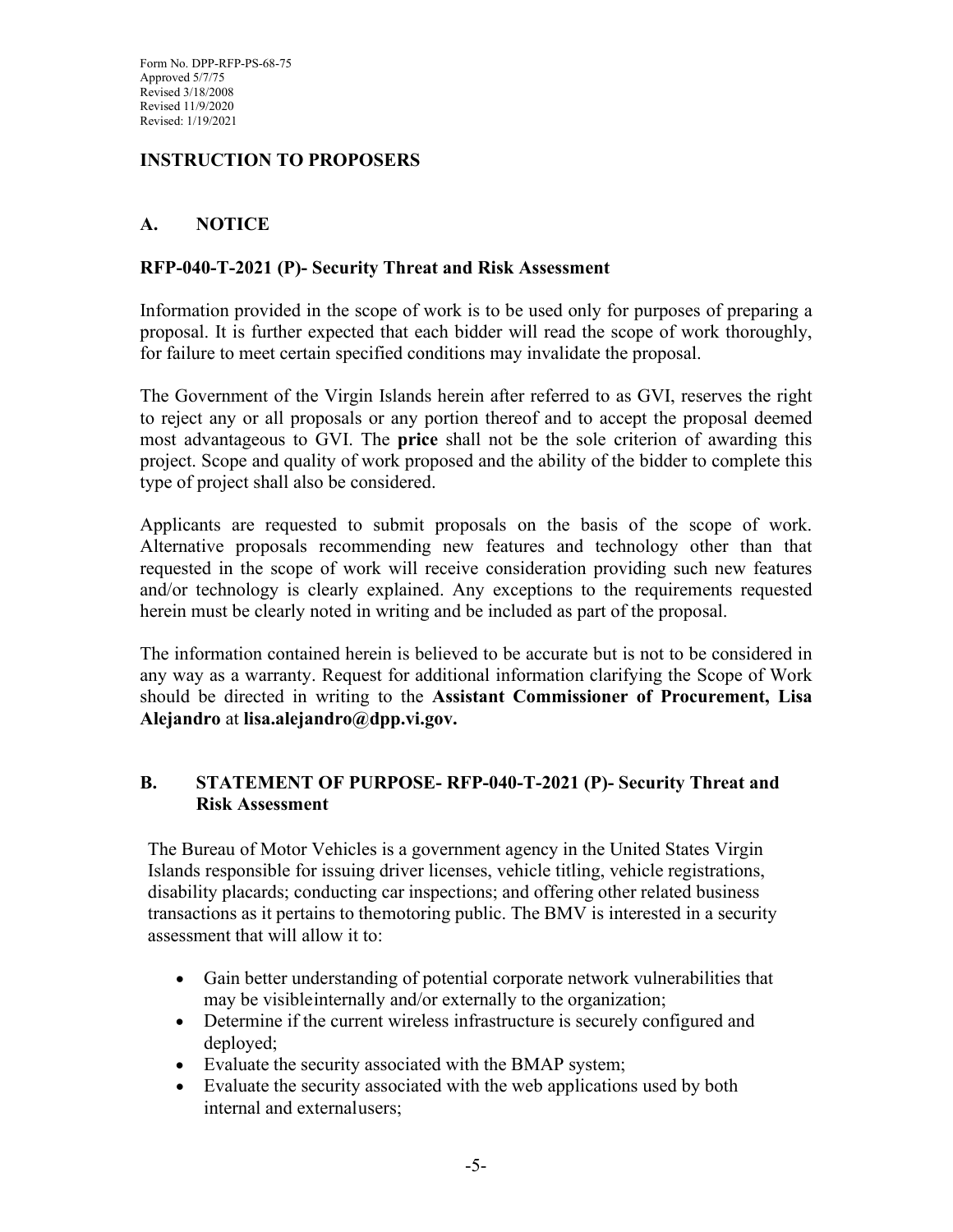Form No. DPP-RFP-PS-68-75
Approved 5/7/75
Revised 3/18/2008
Revised 11/9/2020
Revised: 1/19/2021

## INSTRUCTION TO PROPOSERS

### A. NOTICE

**RFP-040-T-2021 (P)- Security Threat and Risk Assessment**

Information provided in the scope of work is to be used only for purposes of preparing a proposal. It is further expected that each bidder will read the scope of work thoroughly, for failure to meet certain specified conditions may invalidate the proposal.

The Government of the Virgin Islands herein after referred to as GVI, reserves the right to reject any or all proposals or any portion thereof and to accept the proposal deemed most advantageous to GVI. The **price** shall not be the sole criterion of awarding this project. Scope and quality of work proposed and the ability of the bidder to complete this type of project shall also be considered.

Applicants are requested to submit proposals on the basis of the scope of work. Alternative proposals recommending new features and technology other than that requested in the scope of work will receive consideration providing such new features and/or technology is clearly explained. Any exceptions to the requirements requested herein must be clearly noted in writing and be included as part of the proposal.

The information contained herein is believed to be accurate but is not to be considered in any way as a warranty. Request for additional information clarifying the Scope of Work should be directed in writing to the **Assistant Commissioner of Procurement, Lisa Alejandro** at **lisa.alejandro@dpp.vi.gov.**

### B. STATEMENT OF PURPOSE- RFP-040-T-2021 (P)- Security Threat and Risk Assessment

The Bureau of Motor Vehicles is a government agency in the United States Virgin Islands responsible for issuing driver licenses, vehicle titling, vehicle registrations, disability placards; conducting car inspections; and offering other related business transactions as it pertains to themotoring public. The BMV is interested in a security assessment that will allow it to:

- Gain better understanding of potential corporate network vulnerabilities that may be visibleinternally and/or externally to the organization;
- Determine if the current wireless infrastructure is securely configured and deployed;
- Evaluate the security associated with the BMAP system;
- Evaluate the security associated with the web applications used by both internal and externalusers;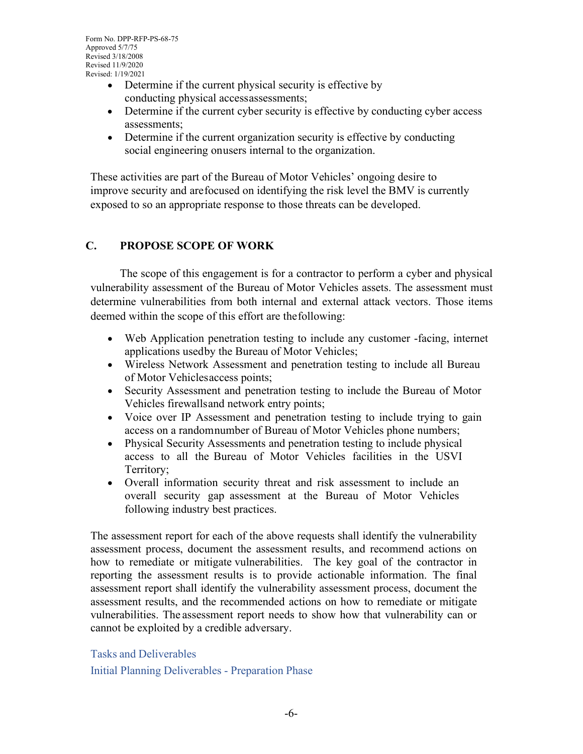- Determine if the current physical security is effective by conducting physical accessassessments;
- Determine if the current cyber security is effective by conducting cyber access assessments;
- Determine if the current organization security is effective by conducting social engineering onusers internal to the organization.

These activities are part of the Bureau of Motor Vehicles' ongoing desire to improve security and arefocused on identifying the risk level the BMV is currently exposed to so an appropriate response to those threats can be developed.

## C. PROPOSE SCOPE OF WORK

The scope of this engagement is for a contractor to perform a cyber and physical vulnerability assessment of the Bureau of Motor Vehicles assets. The assessment must determine vulnerabilities from both internal and external attack vectors. Those items deemed within the scope of this effort are thefollowing:

- Web Application penetration testing to include any customer -facing, internet applications usedby the Bureau of Motor Vehicles;
- Wireless Network Assessment and penetration testing to include all Bureau of Motor Vehiclesaccess points;
- Security Assessment and penetration testing to include the Bureau of Motor Vehicles firewallsand network entry points;
- Voice over IP Assessment and penetration testing to include trying to gain access on a randomnumber of Bureau of Motor Vehicles phone numbers;
- Physical Security Assessments and penetration testing to include physical access to all the Bureau of Motor Vehicles facilities in the USVI Territory;
- Overall information security threat and risk assessment to include an overall security gap assessment at the Bureau of Motor Vehicles following industry best practices.

The assessment report for each of the above requests shall identify the vulnerability assessment process, document the assessment results, and recommend actions on how to remediate or mitigate vulnerabilities. The key goal of the contractor in reporting the assessment results is to provide actionable information. The final assessment report shall identify the vulnerability assessment process, document the assessment results, and the recommended actions on how to remediate or mitigate vulnerabilities. The assessment report needs to show how that vulnerability can or cannot be exploited by a credible adversary.

### Tasks and Deliverables

### Initial Planning Deliverables - Preparation Phase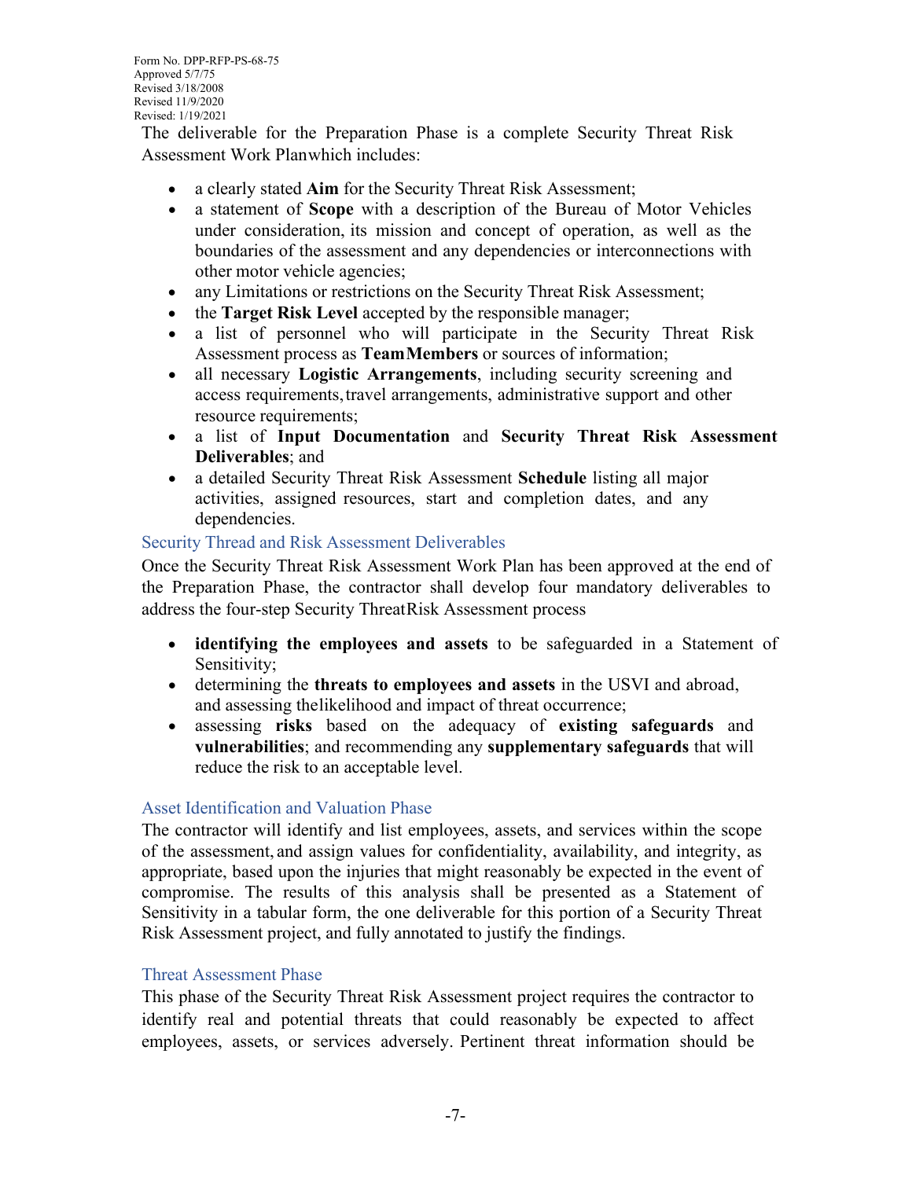The deliverable for the Preparation Phase is a complete Security Threat Risk Assessment Work Planwhich includes:

- a clearly stated **Aim** for the Security Threat Risk Assessment;
- a statement of **Scope** with a description of the Bureau of Motor Vehicles under consideration, its mission and concept of operation, as well as the boundaries of the assessment and any dependencies or interconnections with other motor vehicle agencies;
- any Limitations or restrictions on the Security Threat Risk Assessment;
- the **Target Risk Level** accepted by the responsible manager;
- a list of personnel who will participate in the Security Threat Risk Assessment process as **TeamMembers** or sources of information;
- all necessary **Logistic Arrangements**, including security screening and access requirements, travel arrangements, administrative support and other resource requirements;
- a list of **Input Documentation** and **Security Threat Risk Assessment Deliverables**; and
- a detailed Security Threat Risk Assessment **Schedule** listing all major activities, assigned resources, start and completion dates, and any dependencies.

## Security Thread and Risk Assessment Deliverables

Once the Security Threat Risk Assessment Work Plan has been approved at the end of the Preparation Phase, the contractor shall develop four mandatory deliverables to address the four-step Security ThreatRisk Assessment process

- **identifying the employees and assets** to be safeguarded in a Statement of Sensitivity;
- determining the **threats to employees and assets** in the USVI and abroad, and assessing thelikelihood and impact of threat occurrence;
- assessing **risks** based on the adequacy of **existing safeguards** and **vulnerabilities**; and recommending any **supplementary safeguards** that will reduce the risk to an acceptable level.

## Asset Identification and Valuation Phase

The contractor will identify and list employees, assets, and services within the scope of the assessment, and assign values for confidentiality, availability, and integrity, as appropriate, based upon the injuries that might reasonably be expected in the event of compromise. The results of this analysis shall be presented as a Statement of Sensitivity in a tabular form, the one deliverable for this portion of a Security Threat Risk Assessment project, and fully annotated to justify the findings.

## Threat Assessment Phase

This phase of the Security Threat Risk Assessment project requires the contractor to identify real and potential threats that could reasonably be expected to affect employees, assets, or services adversely. Pertinent threat information should be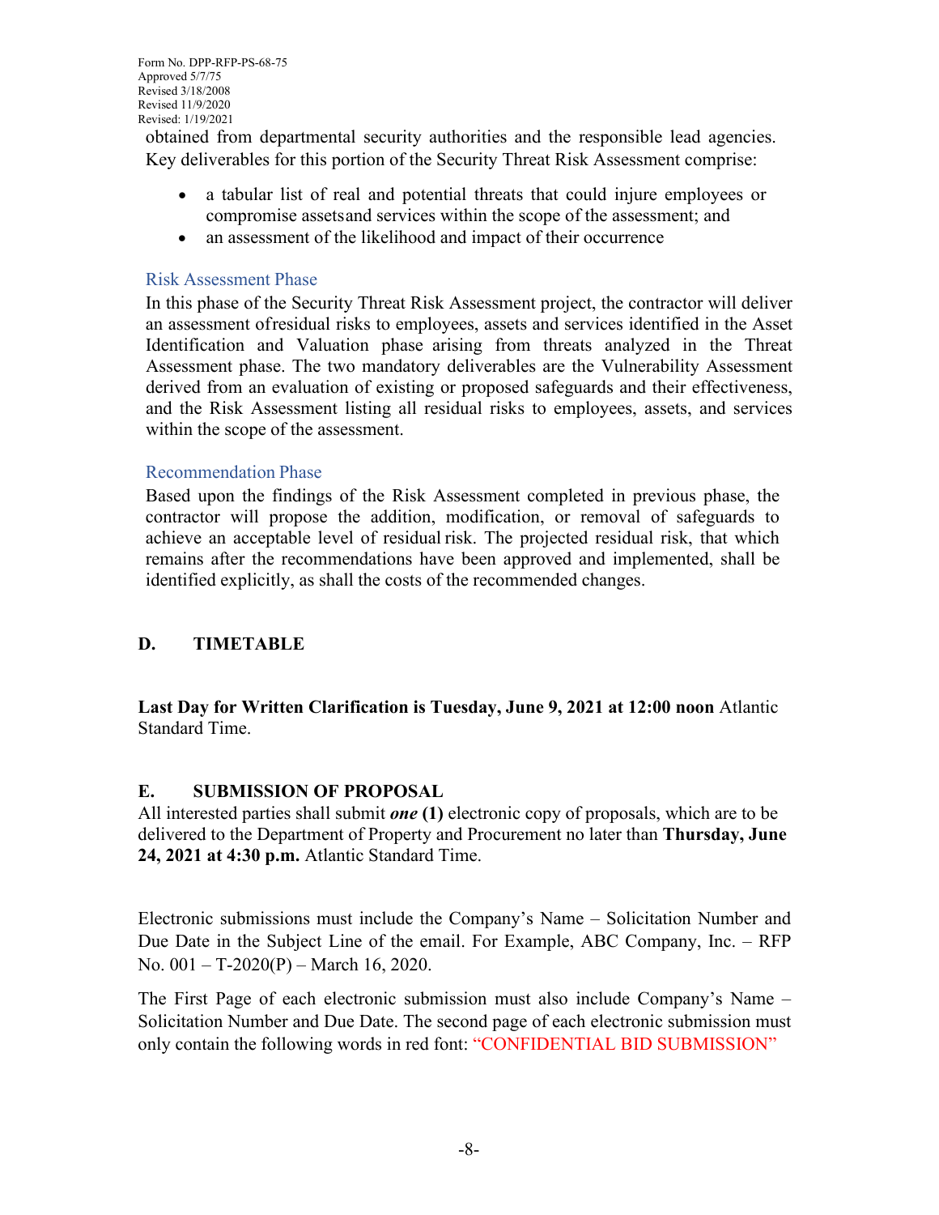obtained from departmental security authorities and the responsible lead agencies. Key deliverables for this portion of the Security Threat Risk Assessment comprise:

- a tabular list of real and potential threats that could injure employees or compromise assets and services within the scope of the assessment; and
- an assessment of the likelihood and impact of their occurrence

### Risk Assessment Phase

In this phase of the Security Threat Risk Assessment project, the contractor will deliver an assessment of residual risks to employees, assets and services identified in the Asset Identification and Valuation phase arising from threats analyzed in the Threat Assessment phase. The two mandatory deliverables are the Vulnerability Assessment derived from an evaluation of existing or proposed safeguards and their effectiveness, and the Risk Assessment listing all residual risks to employees, assets, and services within the scope of the assessment.

### Recommendation Phase

Based upon the findings of the Risk Assessment completed in previous phase, the contractor will propose the addition, modification, or removal of safeguards to achieve an acceptable level of residual risk. The projected residual risk, that which remains after the recommendations have been approved and implemented, shall be identified explicitly, as shall the costs of the recommended changes.

## D. TIMETABLE

**Last Day for Written Clarification is Tuesday, June 9, 2021 at 12:00 noon** Atlantic Standard Time.

## E. SUBMISSION OF PROPOSAL

All interested parties shall submit ***one*** **(1)** electronic copy of proposals, which are to be delivered to the Department of Property and Procurement no later than **Thursday, June 24, 2021 at 4:30 p.m.** Atlantic Standard Time.

Electronic submissions must include the Company's Name – Solicitation Number and Due Date in the Subject Line of the email. For Example, ABC Company, Inc. – RFP No. 001 – T-2020(P) – March 16, 2020.

The First Page of each electronic submission must also include Company's Name – Solicitation Number and Due Date. The second page of each electronic submission must only contain the following words in red font: "CONFIDENTIAL BID SUBMISSION"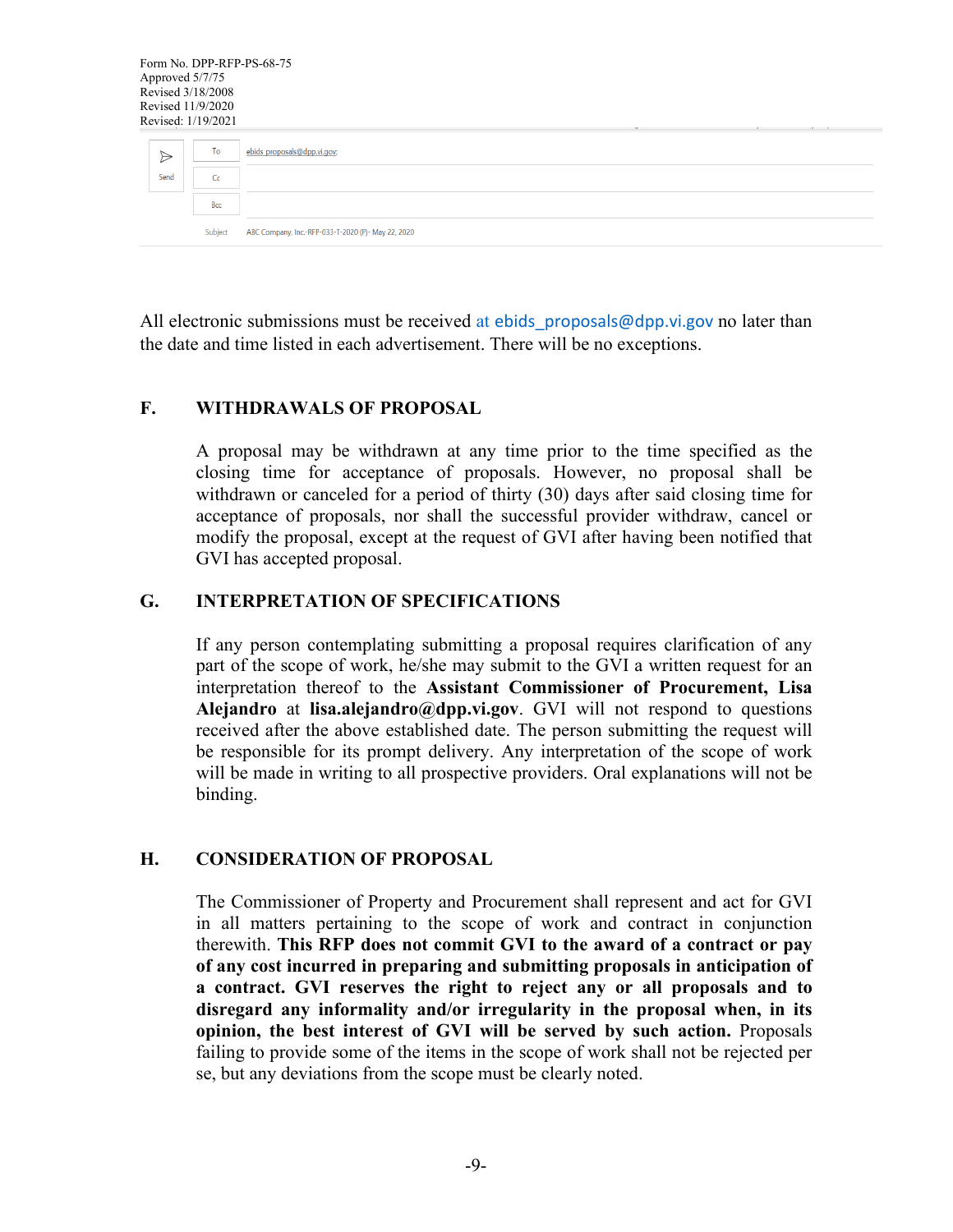Form No. DPP-RFP-PS-68-75
Approved 5/7/75
Revised 3/18/2008
Revised 11/9/2020
Revised: 1/19/2021

| | | |
|---|---|---|
| Send | To | ebids proposals@dpp.vi.gov; |
| | Cc | |
| | Bcc | |
| | Subject | ABC Company, Inc.-RFP-033-T-2020 (P)- May 22, 2020 |

All electronic submissions must be received at ebids_proposals@dpp.vi.gov no later than the date and time listed in each advertisement. There will be no exceptions.

## F. WITHDRAWALS OF PROPOSAL

A proposal may be withdrawn at any time prior to the time specified as the closing time for acceptance of proposals. However, no proposal shall be withdrawn or canceled for a period of thirty (30) days after said closing time for acceptance of proposals, nor shall the successful provider withdraw, cancel or modify the proposal, except at the request of GVI after having been notified that GVI has accepted proposal.

## G. INTERPRETATION OF SPECIFICATIONS

If any person contemplating submitting a proposal requires clarification of any part of the scope of work, he/she may submit to the GVI a written request for an interpretation thereof to the **Assistant Commissioner of Procurement, Lisa Alejandro** at **lisa.alejandro@dpp.vi.gov**. GVI will not respond to questions received after the above established date. The person submitting the request will be responsible for its prompt delivery. Any interpretation of the scope of work will be made in writing to all prospective providers. Oral explanations will not be binding.

## H. CONSIDERATION OF PROPOSAL

The Commissioner of Property and Procurement shall represent and act for GVI in all matters pertaining to the scope of work and contract in conjunction therewith. **This RFP does not commit GVI to the award of a contract or pay of any cost incurred in preparing and submitting proposals in anticipation of a contract. GVI reserves the right to reject any or all proposals and to disregard any informality and/or irregularity in the proposal when, in its opinion, the best interest of GVI will be served by such action.** Proposals failing to provide some of the items in the scope of work shall not be rejected per se, but any deviations from the scope must be clearly noted.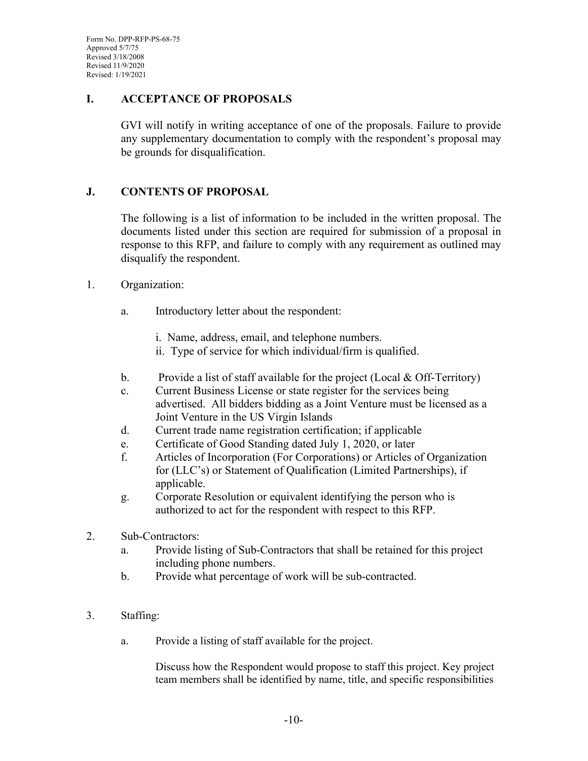## I. ACCEPTANCE OF PROPOSALS

GVI will notify in writing acceptance of one of the proposals. Failure to provide any supplementary documentation to comply with the respondent's proposal may be grounds for disqualification.

## J. CONTENTS OF PROPOSAL

The following is a list of information to be included in the written proposal. The documents listed under this section are required for submission of a proposal in response to this RFP, and failure to comply with any requirement as outlined may disqualify the respondent.

1. Organization:

   a. Introductory letter about the respondent:

      i. Name, address, email, and telephone numbers.
      ii. Type of service for which individual/firm is qualified.

   b. Provide a list of staff available for the project (Local & Off-Territory)
   c. Current Business License or state register for the services being advertised. All bidders bidding as a Joint Venture must be licensed as a Joint Venture in the US Virgin Islands
   d. Current trade name registration certification; if applicable
   e. Certificate of Good Standing dated July 1, 2020, or later
   f. Articles of Incorporation (For Corporations) or Articles of Organization for (LLC's) or Statement of Qualification (Limited Partnerships), if applicable.
   g. Corporate Resolution or equivalent identifying the person who is authorized to act for the respondent with respect to this RFP.

2. Sub-Contractors:
   a. Provide listing of Sub-Contractors that shall be retained for this project including phone numbers.
   b. Provide what percentage of work will be sub-contracted.

3. Staffing:

   a. Provide a listing of staff available for the project.

      Discuss how the Respondent would propose to staff this project. Key project team members shall be identified by name, title, and specific responsibilities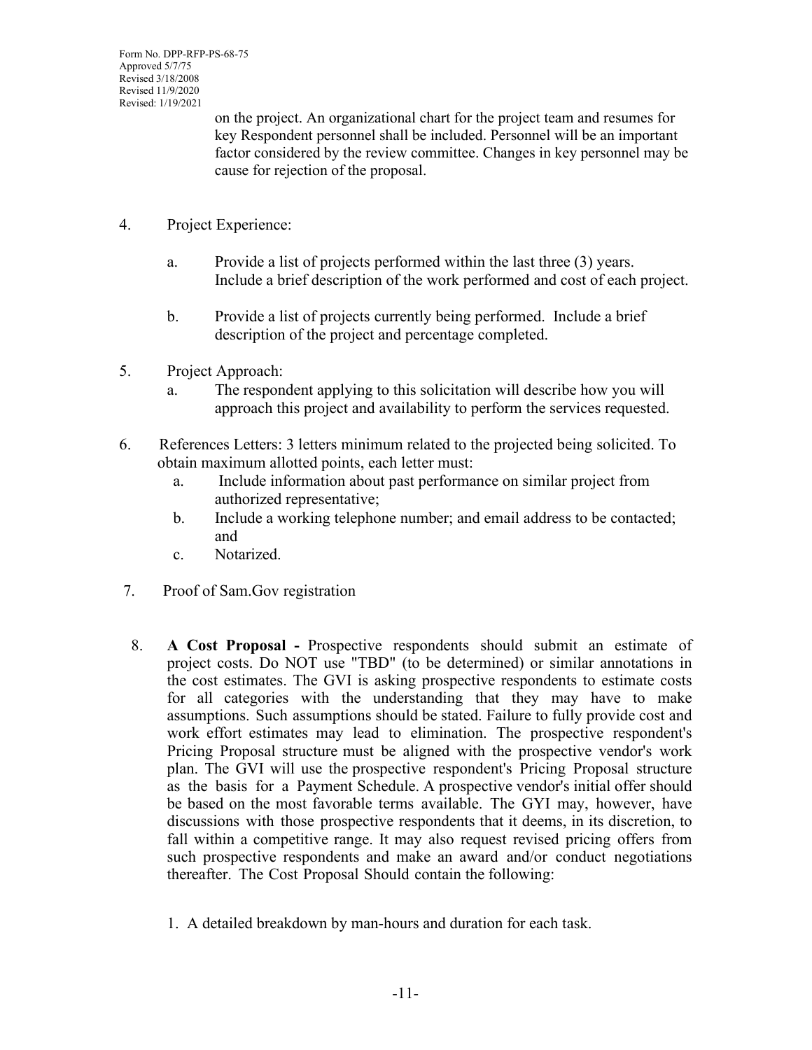on the project. An organizational chart for the project team and resumes for key Respondent personnel shall be included. Personnel will be an important factor considered by the review committee. Changes in key personnel may be cause for rejection of the proposal.

4. Project Experience:

   a. Provide a list of projects performed within the last three (3) years. Include a brief description of the work performed and cost of each project.

   b. Provide a list of projects currently being performed. Include a brief description of the project and percentage completed.

5. Project Approach:
   a. The respondent applying to this solicitation will describe how you will approach this project and availability to perform the services requested.

6. References Letters: 3 letters minimum related to the projected being solicited. To obtain maximum allotted points, each letter must:
   a. Include information about past performance on similar project from authorized representative;
   b. Include a working telephone number; and email address to be contacted; and
   c. Notarized.

7. Proof of Sam.Gov registration

8. **A Cost Proposal -** Prospective respondents should submit an estimate of project costs. Do NOT use "TBD" (to be determined) or similar annotations in the cost estimates. The GVI is asking prospective respondents to estimate costs for all categories with the understanding that they may have to make assumptions. Such assumptions should be stated. Failure to fully provide cost and work effort estimates may lead to elimination. The prospective respondent's Pricing Proposal structure must be aligned with the prospective vendor's work plan. The GVI will use the prospective respondent's Pricing Proposal structure as the basis for a Payment Schedule. A prospective vendor's initial offer should be based on the most favorable terms available. The GYI may, however, have discussions with those prospective respondents that it deems, in its discretion, to fall within a competitive range. It may also request revised pricing offers from such prospective respondents and make an award and/or conduct negotiations thereafter. The Cost Proposal Should contain the following:

   1. A detailed breakdown by man-hours and duration for each task.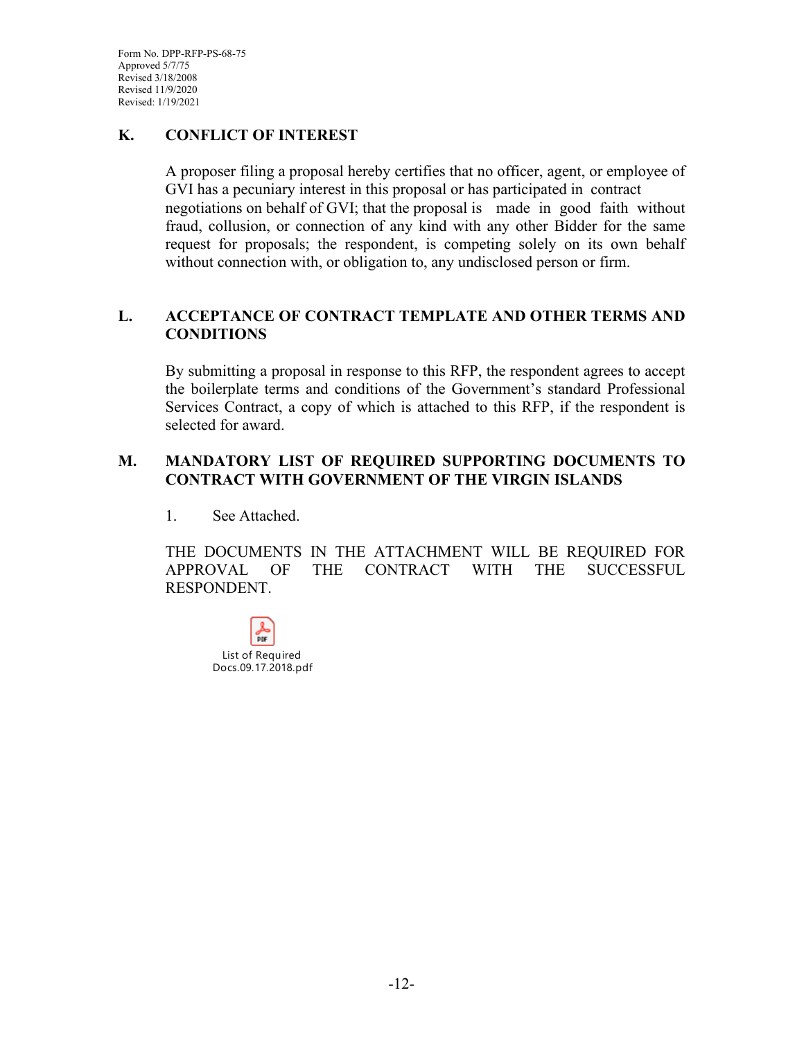Form No. DPP-RFP-PS-68-75
Approved 5/7/75
Revised 3/18/2008
Revised 11/9/2020
Revised: 1/19/2021

## K. CONFLICT OF INTEREST

A proposer filing a proposal hereby certifies that no officer, agent, or employee of GVI has a pecuniary interest in this proposal or has participated in contract negotiations on behalf of GVI; that the proposal is made in good faith without fraud, collusion, or connection of any kind with any other Bidder for the same request for proposals; the respondent, is competing solely on its own behalf without connection with, or obligation to, any undisclosed person or firm.

## L. ACCEPTANCE OF CONTRACT TEMPLATE AND OTHER TERMS AND CONDITIONS

By submitting a proposal in response to this RFP, the respondent agrees to accept the boilerplate terms and conditions of the Government's standard Professional Services Contract, a copy of which is attached to this RFP, if the respondent is selected for award.

## M. MANDATORY LIST OF REQUIRED SUPPORTING DOCUMENTS TO CONTRACT WITH GOVERNMENT OF THE VIRGIN ISLANDS

1. See Attached.

THE DOCUMENTS IN THE ATTACHMENT WILL BE REQUIRED FOR APPROVAL OF THE CONTRACT WITH THE SUCCESSFUL RESPONDENT.

List of Required Docs.09.17.2018.pdf